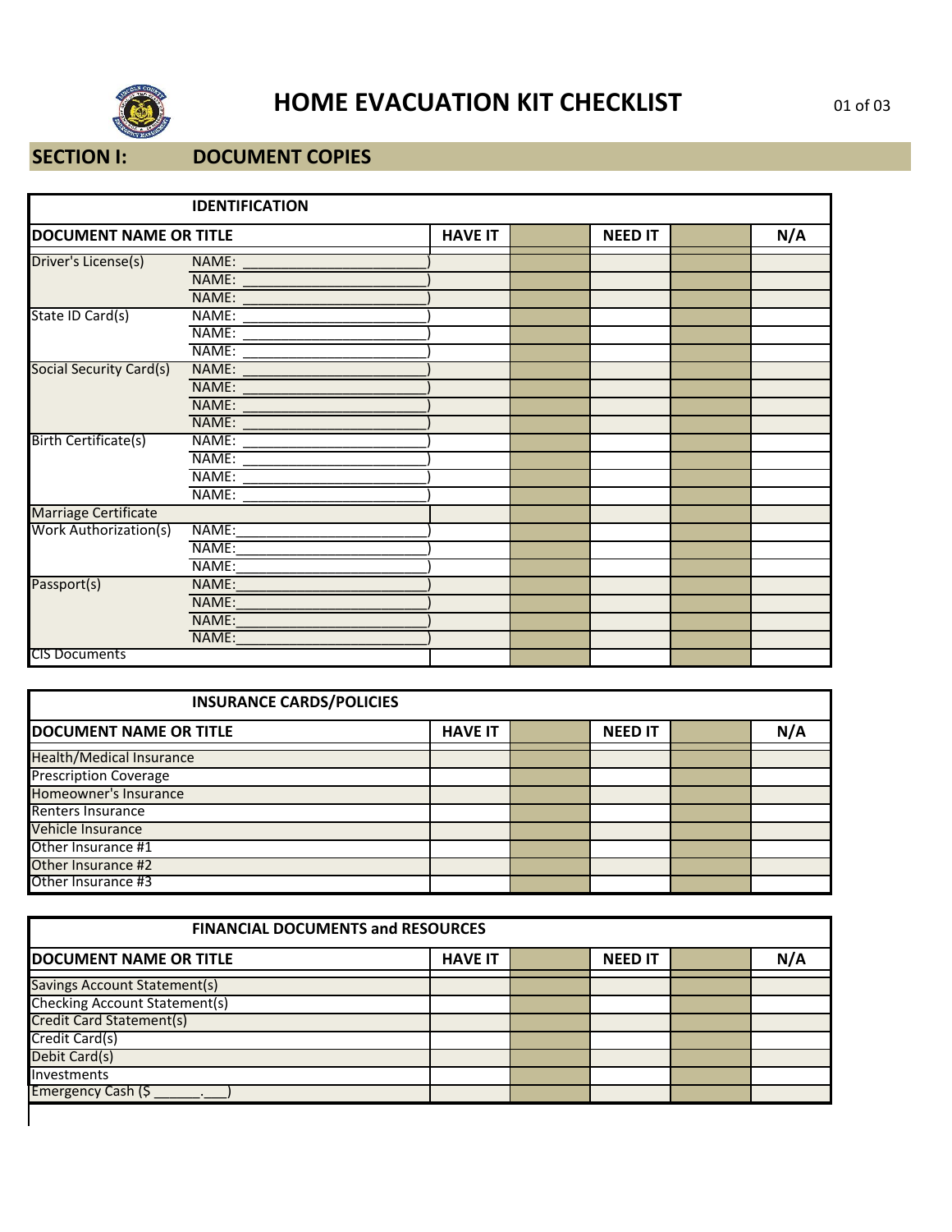# HOME EVACUATION KIT CHECKLIST

## SECTION I: DOCUMENT COPIES

| IDENTIFICATION | | | | | | |
|---|---|---|---|---|---|---|
| **DOCUMENT NAME OR TITLE** | | **HAVE IT** | | **NEED IT** | | **N/A** |
| Driver's License(s) | NAME: ________________________) | | | | | |
| | NAME: ________________________) | | | | | |
| | NAME: ________________________) | | | | | |
| State ID Card(s) | NAME: ________________________) | | | | | |
| | NAME: ________________________) | | | | | |
| | NAME: ________________________) | | | | | |
| Social Security Card(s) | NAME: ________________________) | | | | | |
| | NAME: ________________________) | | | | | |
| | NAME: ________________________) | | | | | |
| | NAME: ________________________) | | | | | |
| Birth Certificate(s) | NAME: ________________________) | | | | | |
| | NAME: ________________________) | | | | | |
| | NAME: ________________________) | | | | | |
| | NAME: ________________________) | | | | | |
| Marriage Certificate | | | | | | |
| Work Authorization(s) | NAME:________________________) | | | | | |
| | NAME:________________________) | | | | | |
| | NAME:________________________) | | | | | |
| Passport(s) | NAME:________________________) | | | | | |
| | NAME:________________________) | | | | | |
| | NAME:________________________) | | | | | |
| | NAME:________________________) | | | | | |
| CIS Documents | | | | | | |

| INSURANCE CARDS/POLICIES | | | | | |
|---|---|---|---|---|---|
| **DOCUMENT NAME OR TITLE** | **HAVE IT** | | **NEED IT** | | **N/A** |
| Health/Medical Insurance | | | | | |
| Prescription Coverage | | | | | |
| Homeowner's Insurance | | | | | |
| Renters Insurance | | | | | |
| Vehicle Insurance | | | | | |
| Other Insurance #1 | | | | | |
| Other Insurance #2 | | | | | |
| Other Insurance #3 | | | | | |

| FINANCIAL DOCUMENTS and RESOURCES | | | | | |
|---|---|---|---|---|---|
| **DOCUMENT NAME OR TITLE** | **HAVE IT** | | **NEED IT** | | **N/A** |
| Savings Account Statement(s) | | | | | |
| Checking Account Statement(s) | | | | | |
| Credit Card Statement(s) | | | | | |
| Credit Card(s) | | | | | |
| Debit Card(s) | | | | | |
| Investments | | | | | |
| Emergency Cash ($ ______.___) | | | | | |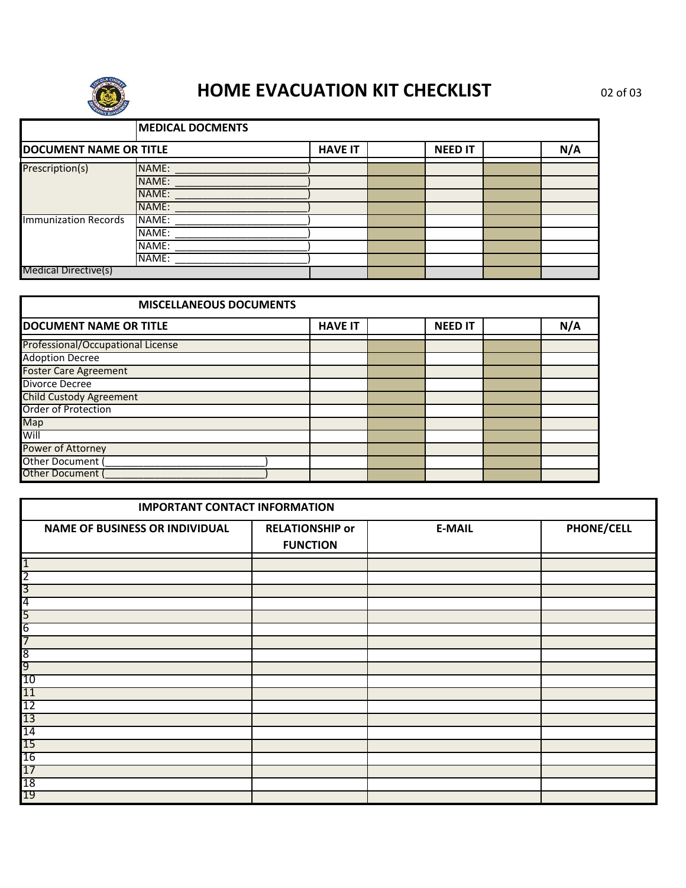# HOME EVACUATION KIT CHECKLIST

| MEDICAL DOCMENTS | | | | | | |
|---|---|---|---|---|---|---|
| **DOCUMENT NAME OR TITLE** | | **HAVE IT** | | **NEED IT** | | **N/A** |
| Prescription(s) | NAME: ________________________) | | | | | |
| | NAME: ________________________) | | | | | |
| | NAME: ________________________) | | | | | |
| | NAME: ________________________) | | | | | |
| Immunization Records | NAME: ________________________) | | | | | |
| | NAME: ________________________) | | | | | |
| | NAME: ________________________) | | | | | |
| | NAME: ________________________) | | | | | |
| Medical Directive(s) | | | | | | |

| MISCELLANEOUS DOCUMENTS | | | | | |
|---|---|---|---|---|---|
| **DOCUMENT NAME OR TITLE** | **HAVE IT** | | **NEED IT** | | **N/A** |
| Professional/Occupational License | | | | | |
| Adoption Decree | | | | | |
| Foster Care Agreement | | | | | |
| Divorce Decree | | | | | |
| Child Custody Agreement | | | | | |
| Order of Protection | | | | | |
| Map | | | | | |
| Will | | | | | |
| Power of Attorney | | | | | |
| Other Document (___________________________) | | | | | |
| Other Document (___________________________) | | | | | |

| IMPORTANT CONTACT INFORMATION | | | |
|---|---|---|---|
| **NAME OF BUSINESS OR INDIVIDUAL** | **RELATIONSHIP or FUNCTION** | **E-MAIL** | **PHONE/CELL** |
| 1 | | | |
| 2 | | | |
| 3 | | | |
| 4 | | | |
| 5 | | | |
| 6 | | | |
| 7 | | | |
| 8 | | | |
| 9 | | | |
| 10 | | | |
| 11 | | | |
| 12 | | | |
| 13 | | | |
| 14 | | | |
| 15 | | | |
| 16 | | | |
| 17 | | | |
| 18 | | | |
| 19 | | | |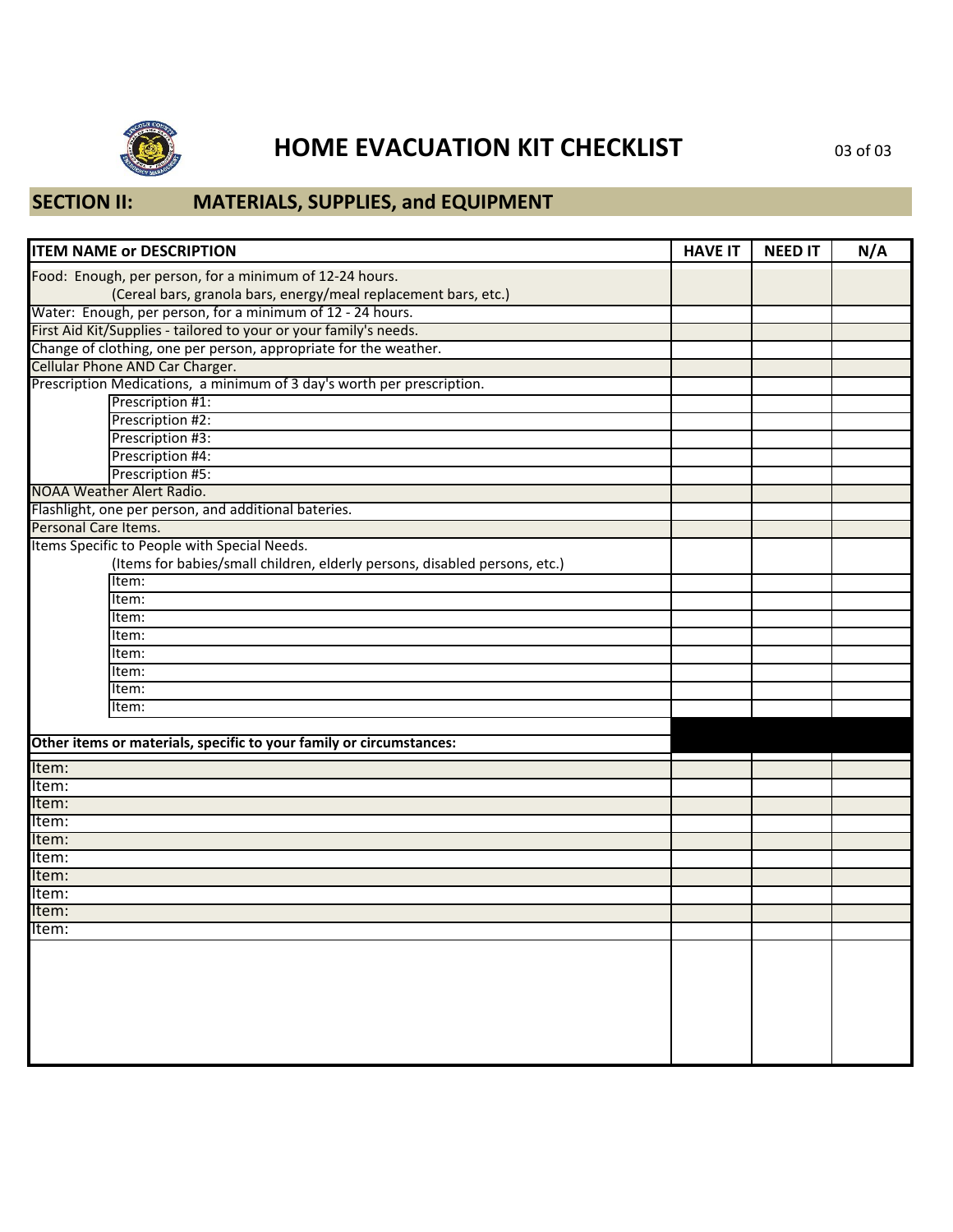# HOME EVACUATION KIT CHECKLIST

## SECTION II: MATERIALS, SUPPLIES, and EQUIPMENT

| ITEM NAME or DESCRIPTION | HAVE IT | NEED IT | N/A |
|---|---|---|---|
| Food: Enough, per person, for a minimum of 12-24 hours. (Cereal bars, granola bars, energy/meal replacement bars, etc.) | | | |
| Water: Enough, per person, for a minimum of 12 - 24 hours. | | | |
| First Aid Kit/Supplies - tailored to your or your family's needs. | | | |
| Change of clothing, one per person, appropriate for the weather. | | | |
| Cellular Phone AND Car Charger. | | | |
| Prescription Medications, a minimum of 3 day's worth per prescription. | | | |
| Prescription #1: | | | |
| Prescription #2: | | | |
| Prescription #3: | | | |
| Prescription #4: | | | |
| Prescription #5: | | | |
| NOAA Weather Alert Radio. | | | |
| Flashlight, one per person, and additional bateries. | | | |
| Personal Care Items. | | | |
| Items Specific to People with Special Needs. (Items for babies/small children, elderly persons, disabled persons, etc.) | | | |
| Item: | | | |
| Item: | | | |
| Item: | | | |
| Item: | | | |
| Item: | | | |
| Item: | | | |
| Item: | | | |
| Item: | | | |
| **Other items or materials, specific to your family or circumstances:** | | | |
| Item: | | | |
| Item: | | | |
| Item: | | | |
| Item: | | | |
| Item: | | | |
| Item: | | | |
| Item: | | | |
| Item: | | | |
| Item: | | | |
| Item: | | | |